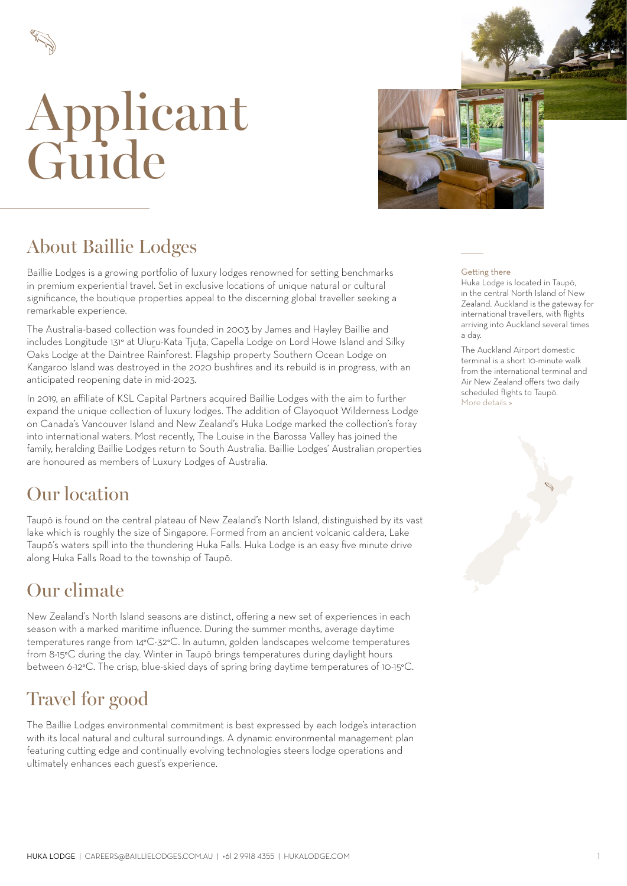# Applicant Guide

## About Baillie Lodges

Baillie Lodges is a growing portfolio of luxury lodges renowned for setting benchmarks in premium experiential travel. Set in exclusive locations of unique natural or cultural significance, the boutique properties appeal to the discerning global traveller seeking a remarkable experience.

The Australia-based collection was founded in 2003 by James and Hayley Baillie and includes Longitude 131° at Uluru-Kata Tjuta, Capella Lodge on Lord Howe Island and Silky Oaks Lodge at the Daintree Rainforest. Flagship property Southern Ocean Lodge on Kangaroo Island was destroyed in the 2020 bushfires and its rebuild is in progress, with an anticipated reopening date in mid-2023.

In 2019, an affiliate of KSL Capital Partners acquired Baillie Lodges with the aim to further expand the unique collection of luxury lodges. The addition of Clayoquot Wilderness Lodge on Canada's Vancouver Island and New Zealand's Huka Lodge marked the collection's foray into international waters. Most recently, The Louise in the Barossa Valley has joined the family, heralding Baillie Lodges return to South Australia. Baillie Lodges' Australian properties are honoured as members of Luxury Lodges of Australia.

## Our location

Taupō is found on the central plateau of New Zealand's North Island, distinguished by its vast lake which is roughly the size of Singapore. Formed from an ancient volcanic caldera, Lake Taupō's waters spill into the thundering Huka Falls. Huka Lodge is an easy five minute drive along Huka Falls Road to the township of Taupō.

## Our climate

New Zealand's North Island seasons are distinct, offering a new set of experiences in each season with a marked maritime influence. During the summer months, average daytime temperatures range from 14°C-32°C. In autumn, golden landscapes welcome temperatures from 8-15°C during the day. Winter in Taupō brings temperatures during daylight hours between 6-12°C. The crisp, blue-skied days of spring bring daytime temperatures of 10-15°C.

## Travel for good

The Baillie Lodges environmental commitment is best expressed by each lodge's interaction with its local natural and cultural surroundings. A dynamic environmental management plan featuring cutting edge and continually evolving technologies steers lodge operations and ultimately enhances each guest's experience.

### Getting there

Huka Lodge is located in Taupō, in the central North Island of New Zealand. Auckland is the gateway for international travellers, with flights arriving into Auckland several times a day.

The Auckland Airport domestic terminal is a short 10-minute walk from the international terminal and Air New Zealand offers two daily scheduled flights to Taupō. More details »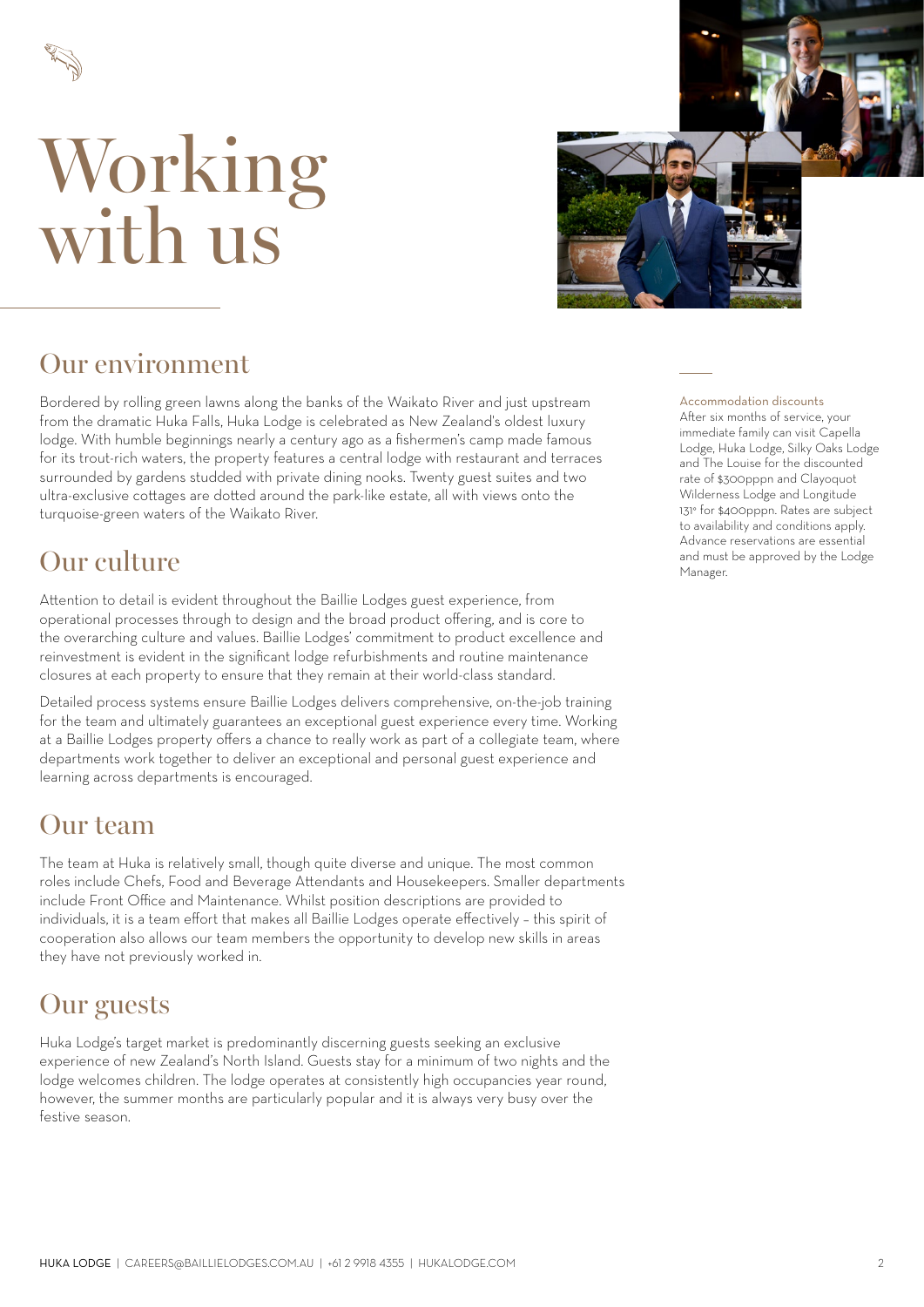# Working with us

## Our environment

Bordered by rolling green lawns along the banks of the Waikato River and just upstream from the dramatic Huka Falls, Huka Lodge is celebrated as New Zealand's oldest luxury lodge. With humble beginnings nearly a century ago as a fishermen's camp made famous for its trout-rich waters, the property features a central lodge with restaurant and terraces surrounded by gardens studded with private dining nooks. Twenty guest suites and two ultra-exclusive cottages are dotted around the park-like estate, all with views onto the turquoise-green waters of the Waikato River.

## Our culture

Attention to detail is evident throughout the Baillie Lodges guest experience, from operational processes through to design and the broad product offering, and is core to the overarching culture and values. Baillie Lodges' commitment to product excellence and reinvestment is evident in the significant lodge refurbishments and routine maintenance closures at each property to ensure that they remain at their world-class standard.

Detailed process systems ensure Baillie Lodges delivers comprehensive, on-the-job training for the team and ultimately guarantees an exceptional guest experience every time. Working at a Baillie Lodges property offers a chance to really work as part of a collegiate team, where departments work together to deliver an exceptional and personal guest experience and learning across departments is encouraged.

## Our team

The team at Huka is relatively small, though quite diverse and unique. The most common roles include Chefs, Food and Beverage Attendants and Housekeepers. Smaller departments include Front Office and Maintenance. Whilst position descriptions are provided to individuals, it is a team effort that makes all Baillie Lodges operate effectively – this spirit of cooperation also allows our team members the opportunity to develop new skills in areas they have not previously worked in.

## Our guests

Huka Lodge's target market is predominantly discerning guests seeking an exclusive experience of new Zealand's North Island. Guests stay for a minimum of two nights and the lodge welcomes children. The lodge operates at consistently high occupancies year round, however, the summer months are particularly popular and it is always very busy over the festive season.

---

**Accommodation discounts**

After six months of service, your immediate family can visit Capella Lodge, Huka Lodge, Silky Oaks Lodge and The Louise for the discounted rate of $300pppn and Clayoquot Wilderness Lodge and Longitude 131° for $400pppn. Rates are subject to availability and conditions apply. Advance reservations are essential and must be approved by the Lodge Manager.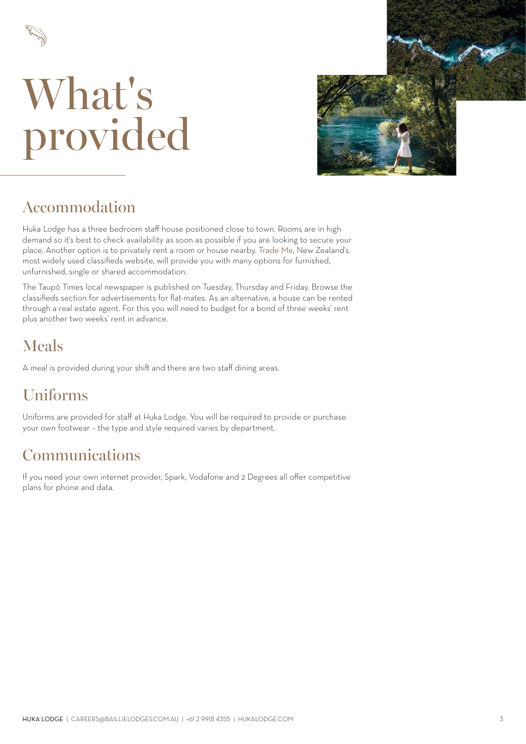# What's provided

## Accommodation

Huka Lodge has a three bedroom staff house positioned close to town. Rooms are in high demand so it's best to check availability as soon as possible if you are looking to secure your place. Another option is to privately rent a room or house nearby. Trade Me, New Zealand's most widely used classifieds website, will provide you with many options for furnished, unfurnished, single or shared accommodation.

The Taupō Times local newspaper is published on Tuesday, Thursday and Friday. Browse the classifieds section for advertisements for flat-mates. As an alternative, a house can be rented through a real estate agent. For this you will need to budget for a bond of three weeks' rent plus another two weeks' rent in advance.

## Meals

A meal is provided during your shift and there are two staff dining areas.

## Uniforms

Uniforms are provided for staff at Huka Lodge. You will be required to provide or purchase your own footwear – the type and style required varies by department.

## Communications

If you need your own internet provider, Spark, Vodafone and 2 Degrees all offer competitive plans for phone and data.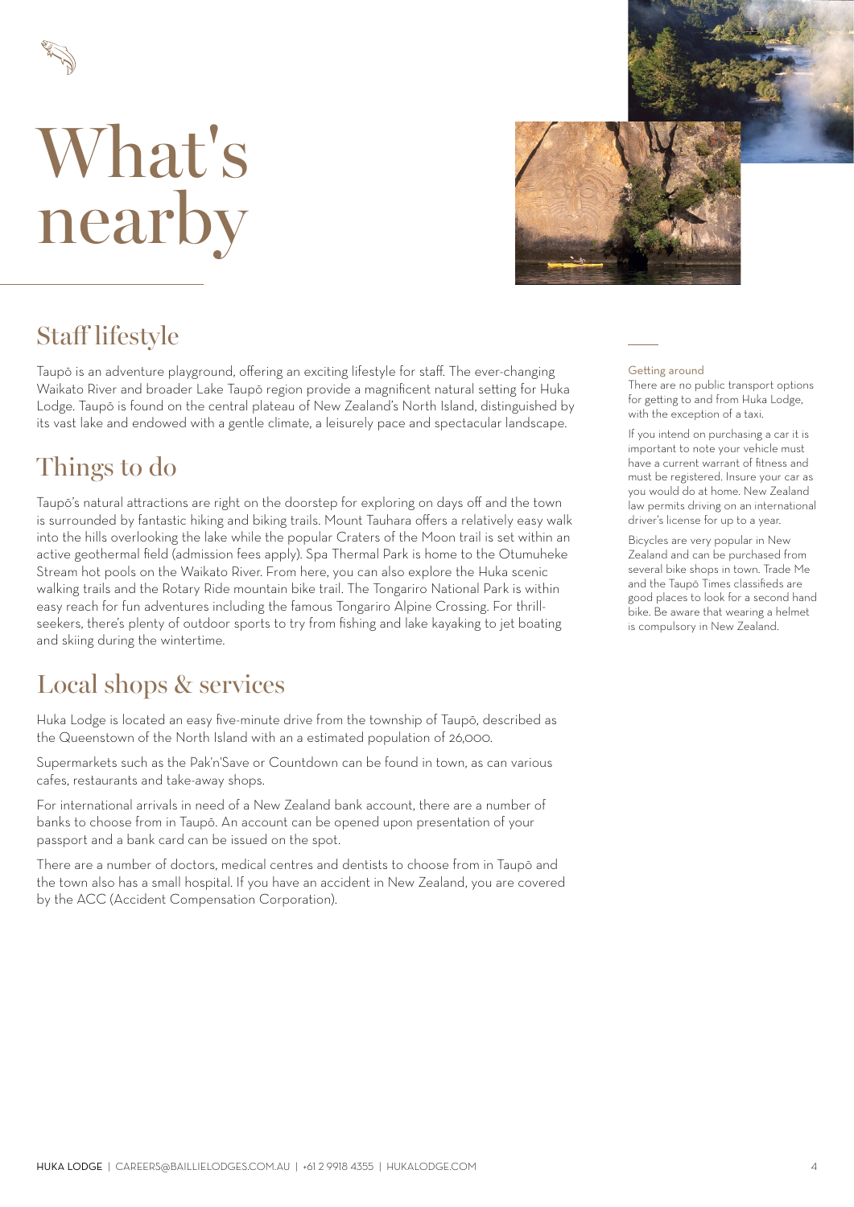# What's nearby

## Staff lifestyle

Taupō is an adventure playground, offering an exciting lifestyle for staff. The ever-changing Waikato River and broader Lake Taupō region provide a magnificent natural setting for Huka Lodge. Taupō is found on the central plateau of New Zealand's North Island, distinguished by its vast lake and endowed with a gentle climate, a leisurely pace and spectacular landscape.

## Things to do

Taupō's natural attractions are right on the doorstep for exploring on days off and the town is surrounded by fantastic hiking and biking trails. Mount Tauhara offers a relatively easy walk into the hills overlooking the lake while the popular Craters of the Moon trail is set within an active geothermal field (admission fees apply). Spa Thermal Park is home to the Otumuheke Stream hot pools on the Waikato River. From here, you can also explore the Huka scenic walking trails and the Rotary Ride mountain bike trail. The Tongariro National Park is within easy reach for fun adventures including the famous Tongariro Alpine Crossing. For thrill-seekers, there's plenty of outdoor sports to try from fishing and lake kayaking to jet boating and skiing during the wintertime.

## Local shops & services

Huka Lodge is located an easy five-minute drive from the township of Taupō, described as the Queenstown of the North Island with an a estimated population of 26,000.

Supermarkets such as the Pak'n'Save or Countdown can be found in town, as can various cafes, restaurants and take-away shops.

For international arrivals in need of a New Zealand bank account, there are a number of banks to choose from in Taupō. An account can be opened upon presentation of your passport and a bank card can be issued on the spot.

There are a number of doctors, medical centres and dentists to choose from in Taupō and the town also has a small hospital. If you have an accident in New Zealand, you are covered by the ACC (Accident Compensation Corporation).

### Getting around

There are no public transport options for getting to and from Huka Lodge, with the exception of a taxi.

If you intend on purchasing a car it is important to note your vehicle must have a current warrant of fitness and must be registered. Insure your car as you would do at home. New Zealand law permits driving on an international driver's license for up to a year.

Bicycles are very popular in New Zealand and can be purchased from several bike shops in town. Trade Me and the Taupō Times classifieds are good places to look for a second hand bike. Be aware that wearing a helmet is compulsory in New Zealand.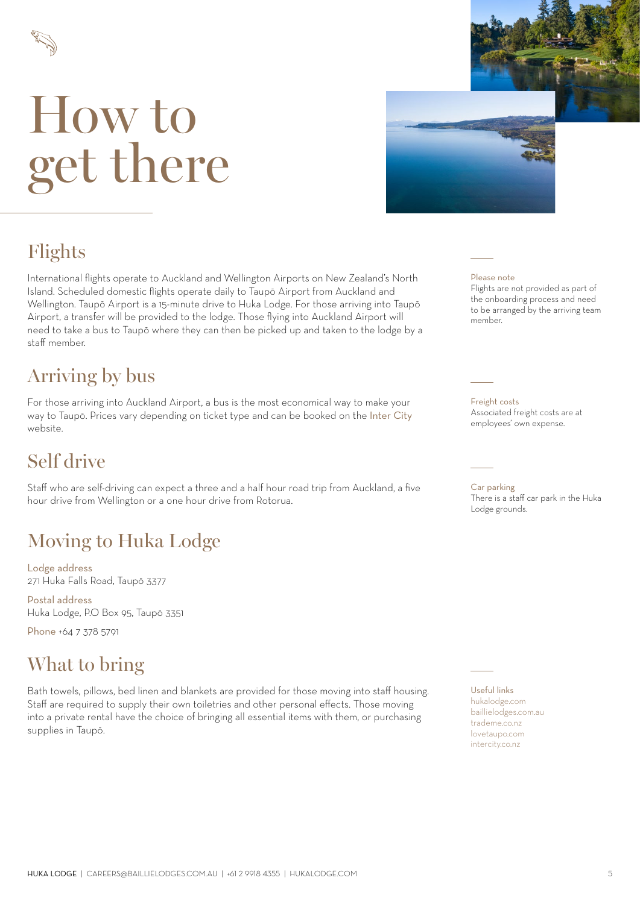# How to get there

## Flights

International flights operate to Auckland and Wellington Airports on New Zealand's North Island. Scheduled domestic flights operate daily to Taupō Airport from Auckland and Wellington. Taupō Airport is a 15-minute drive to Huka Lodge. For those arriving into Taupō Airport, a transfer will be provided to the lodge. Those flying into Auckland Airport will need to take a bus to Taupō where they can then be picked up and taken to the lodge by a staff member.

**Please note**
Flights are not provided as part of the onboarding process and need to be arranged by the arriving team member.

## Arriving by bus

For those arriving into Auckland Airport, a bus is the most economical way to make your way to Taupō. Prices vary depending on ticket type and can be booked on the Inter City website.

**Freight costs**
Associated freight costs are at employees' own expense.

## Self drive

Staff who are self-driving can expect a three and a half hour road trip from Auckland, a five hour drive from Wellington or a one hour drive from Rotorua.

**Car parking**
There is a staff car park in the Huka Lodge grounds.

## Moving to Huka Lodge

**Lodge address**
271 Huka Falls Road, Taupō 3377

**Postal address**
Huka Lodge, P.O Box 95, Taupō 3351

**Phone** +64 7 378 5791

## What to bring

Bath towels, pillows, bed linen and blankets are provided for those moving into staff housing. Staff are required to supply their own toiletries and other personal effects. Those moving into a private rental have the choice of bringing all essential items with them, or purchasing supplies in Taupō.

**Useful links**
hukalodge.com
baillielodges.com.au
trademe.co.nz
lovetaupo.com
intercity.co.nz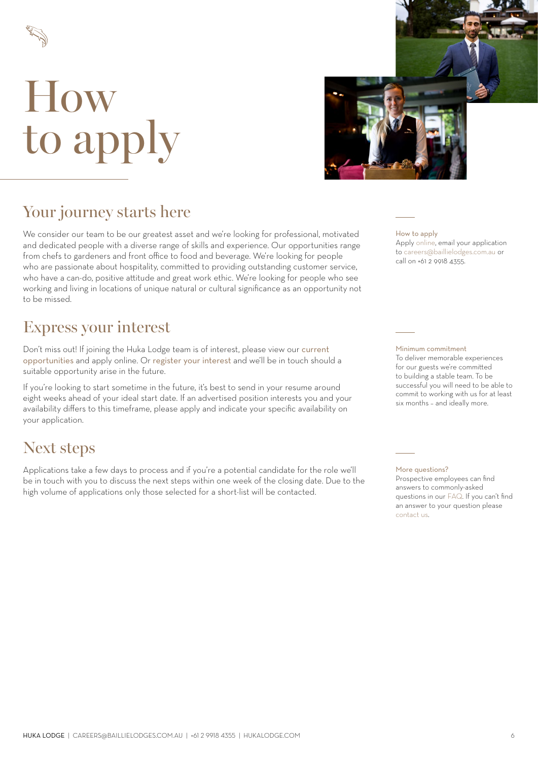# How to apply

## Your journey starts here

We consider our team to be our greatest asset and we're looking for professional, motivated and dedicated people with a diverse range of skills and experience. Our opportunities range from chefs to gardeners and front office to food and beverage. We're looking for people who are passionate about hospitality, committed to providing outstanding customer service, who have a can-do, positive attitude and great work ethic. We're looking for people who see working and living in locations of unique natural or cultural significance as an opportunity not to be missed.

## Express your interest

Don't miss out! If joining the Huka Lodge team is of interest, please view our current opportunities and apply online. Or register your interest and we'll be in touch should a suitable opportunity arise in the future.

If you're looking to start sometime in the future, it's best to send in your resume around eight weeks ahead of your ideal start date. If an advertised position interests you and your availability differs to this timeframe, please apply and indicate your specific availability on your application.

## Next steps

Applications take a few days to process and if you're a potential candidate for the role we'll be in touch with you to discuss the next steps within one week of the closing date. Due to the high volume of applications only those selected for a short-list will be contacted.

---

**How to apply**

Apply online, email your application to careers@baillielodges.com.au or call on +61 2 9918 4355.

**Minimum commitment**

To deliver memorable experiences for our guests we're committed to building a stable team. To be successful you will need to be able to commit to working with us for at least six months – and ideally more.

**More questions?**

Prospective employees can find answers to commonly-asked questions in our FAQ. If you can't find an answer to your question please contact us.